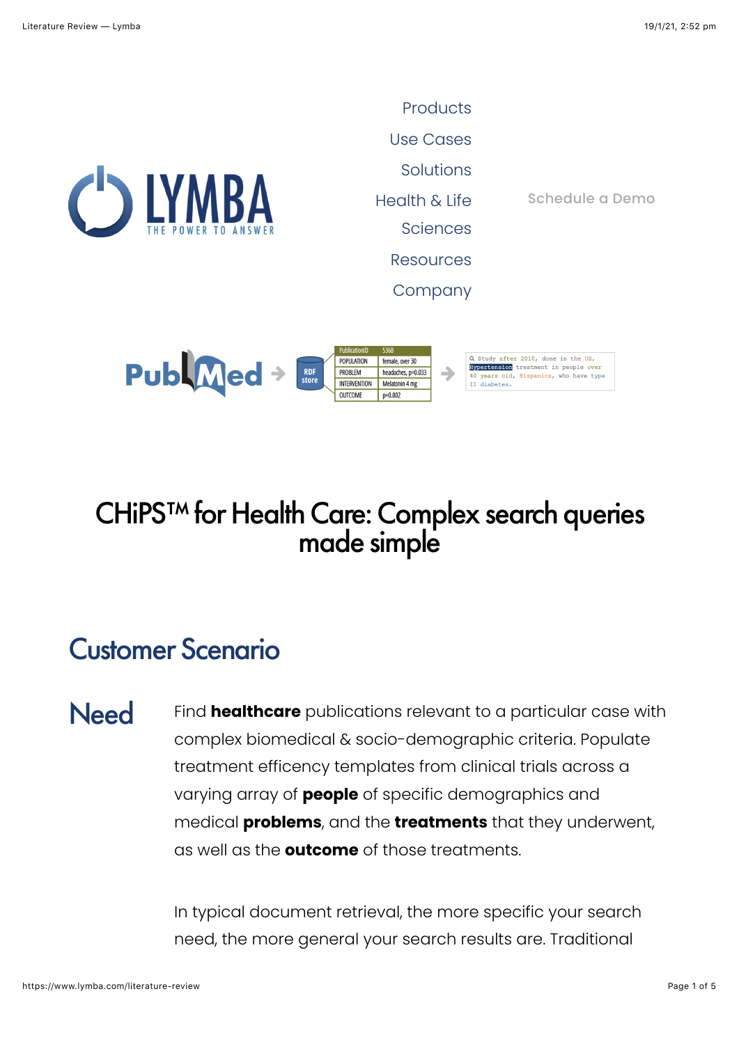Products

Use Cases

Solutions

Health & Life Sciences

Resources

Company

Schedule a Demo

| PublicationID | 5368 |
| --- | --- |
| POPULATION | female, over 30 |
| PROBLEM | headaches, p=0.033 |
| INTERVENTION | Melatonin 4 mg |
| OUTCOME | p=0.002 |

Study after 2010, done in the US, Hypertension treatment in people over 40 years old, Hispanics, who have type II diabetes.

# CHiPS™ for Health Care: Complex search queries made simple

## Customer Scenario

### Need

Find **healthcare** publications relevant to a particular case with complex biomedical & socio-demographic criteria. Populate treatment efficency templates from clinical trials across a varying array of **people** of specific demographics and medical **problems**, and the **treatments** that they underwent, as well as the **outcome** of those treatments.

In typical document retrieval, the more specific your search need, the more general your search results are. Traditional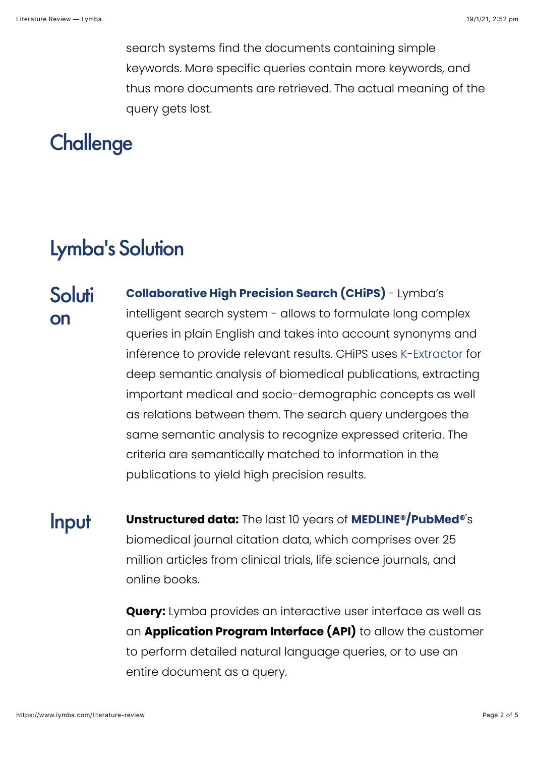search systems find the documents containing simple keywords. More specific queries contain more keywords, and thus more documents are retrieved. The actual meaning of the query gets lost.

## Challenge

## Lymba's Solution

### Solution

**Collaborative High Precision Search (CHiPS)** - Lymba's intelligent search system - allows to formulate long complex queries in plain English and takes into account synonyms and inference to provide relevant results. CHiPS uses K-Extractor for deep semantic analysis of biomedical publications, extracting important medical and socio-demographic concepts as well as relations between them. The search query undergoes the same semantic analysis to recognize expressed criteria. The criteria are semantically matched to information in the publications to yield high precision results.

### Input

**Unstructured data:** The last 10 years of **MEDLINE®/PubMed®**'s biomedical journal citation data, which comprises over 25 million articles from clinical trials, life science journals, and online books.

**Query:** Lymba provides an interactive user interface as well as an **Application Program Interface (API)** to allow the customer to perform detailed natural language queries, or to use an entire document as a query.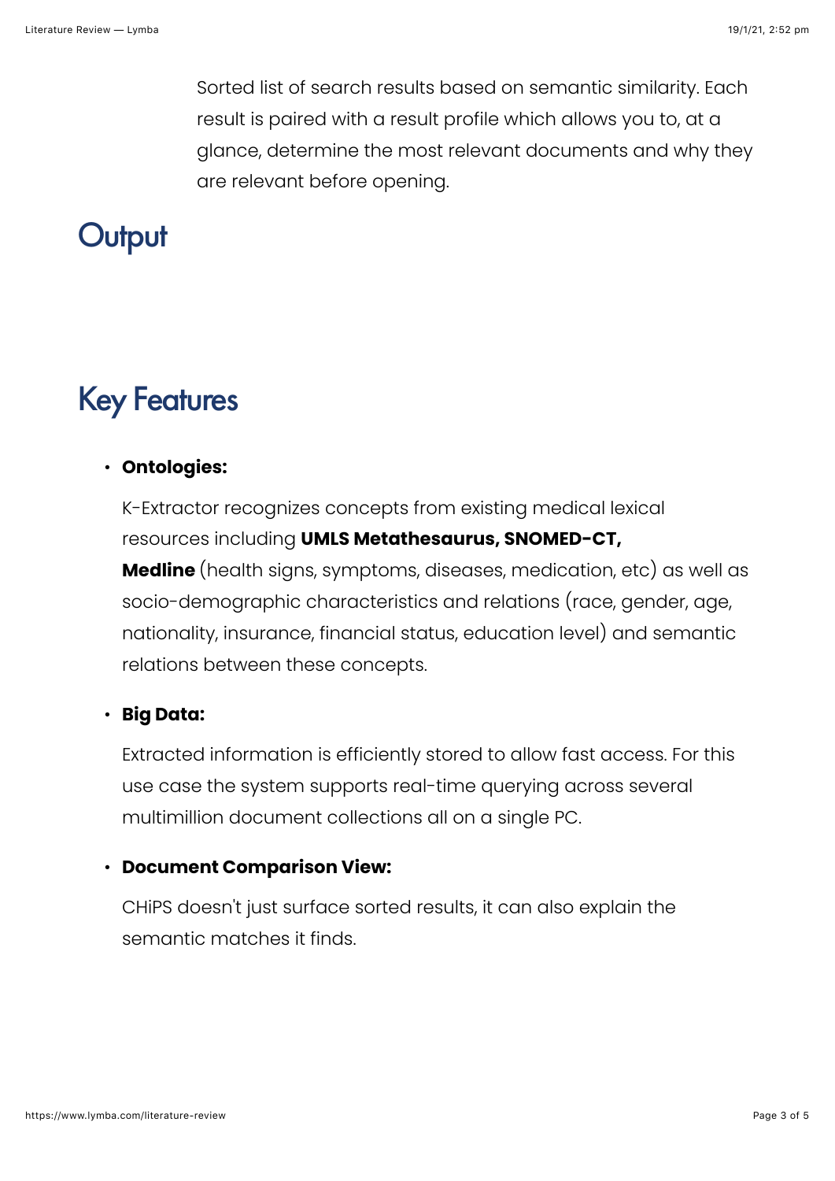Sorted list of search results based on semantic similarity. Each result is paired with a result profile which allows you to, at a glance, determine the most relevant documents and why they are relevant before opening.

## Output

## Key Features

- **Ontologies:**

  K-Extractor recognizes concepts from existing medical lexical resources including **UMLS Metathesaurus, SNOMED-CT, Medline** (health signs, symptoms, diseases, medication, etc) as well as socio-demographic characteristics and relations (race, gender, age, nationality, insurance, financial status, education level) and semantic relations between these concepts.

- **Big Data:**

  Extracted information is efficiently stored to allow fast access. For this use case the system supports real-time querying across several multimillion document collections all on a single PC.

- **Document Comparison View:**

  CHiPS doesn't just surface sorted results, it can also explain the semantic matches it finds.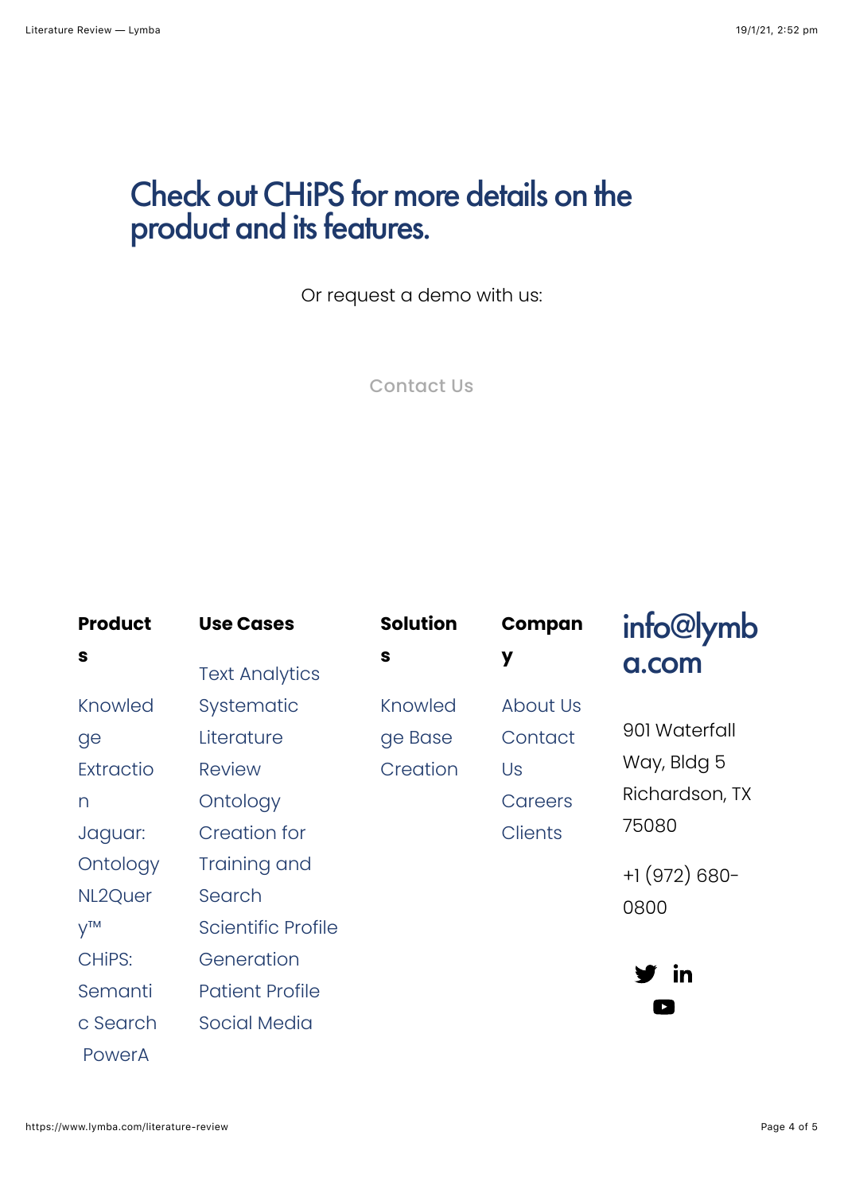## Check out CHiPS for more details on the product and its features.

Or request a demo with us:

Contact Us

**Products**

- Knowledge Extraction
- Jaguar: Ontology
- NL2Query™
- CHiPS: Semantic Search
- PowerA

**Use Cases**

- Text Analytics
- Systematic Literature Review
- Ontology Creation for Training and Search
- Scientific Profile Generation
- Patient Profile
- Social Media

**Solutions**

- Knowledge Base Creation

**Company**

- About Us
- Contact Us
- Careers
- Clients

**info@lymba.com**

901 Waterfall Way, Bldg 5
Richardson, TX 75080

+1 (972) 680-0800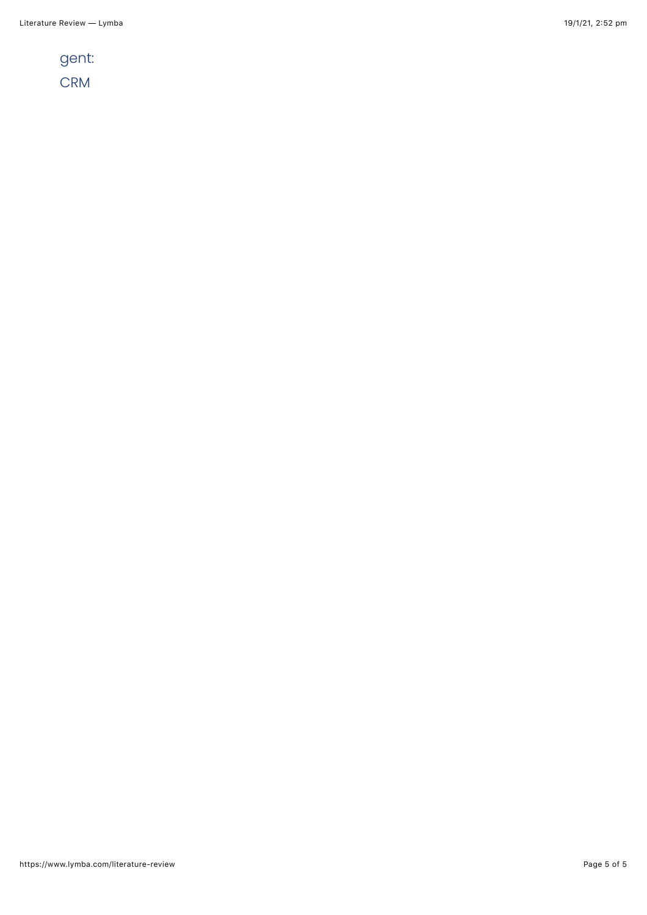gent:

CRM